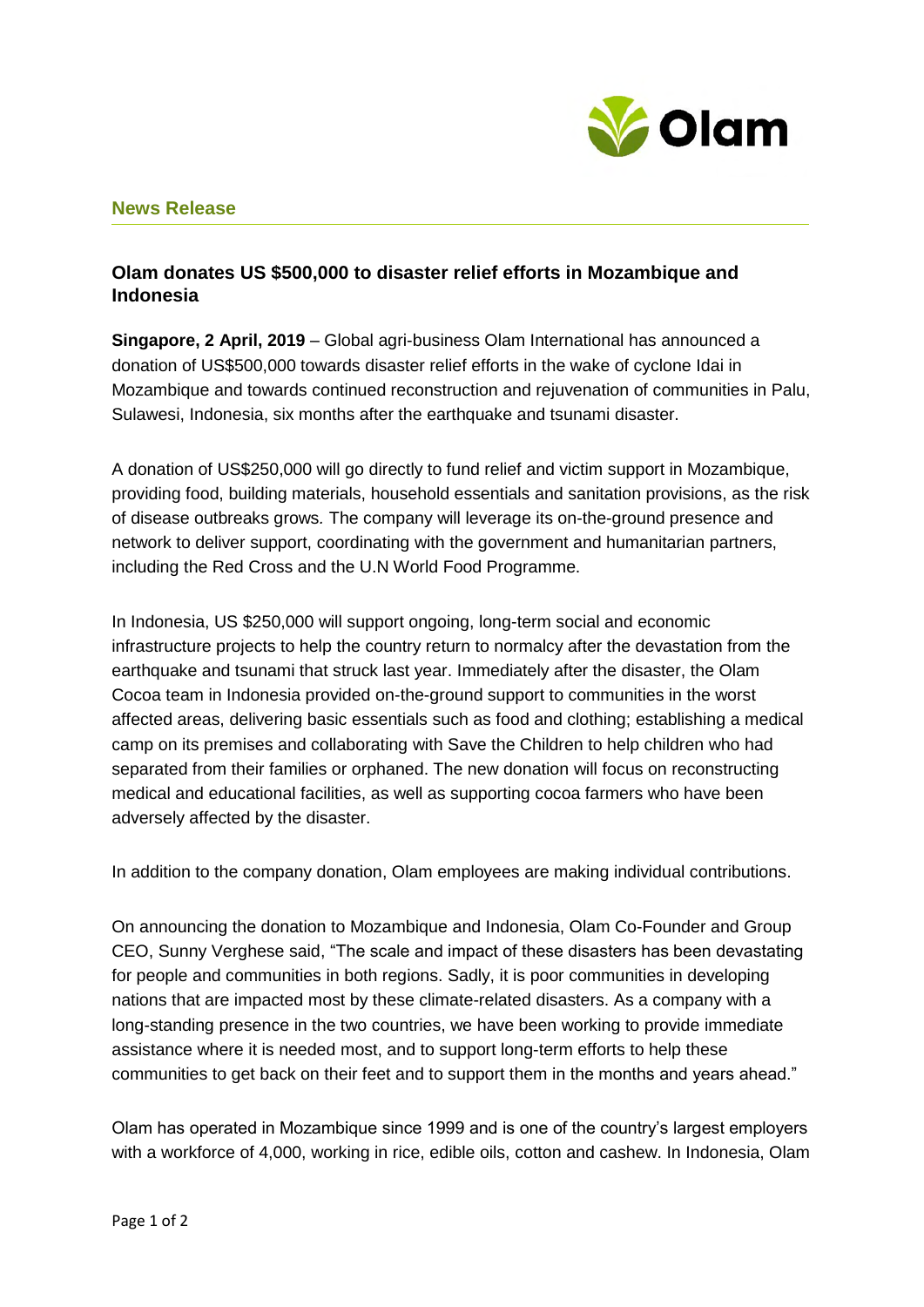**News Release**

## Olam donates US $500,000 to disaster relief efforts in Mozambique and Indonesia

**Singapore, 2 April, 2019** – Global agri-business Olam International has announced a donation of US$500,000 towards disaster relief efforts in the wake of cyclone Idai in Mozambique and towards continued reconstruction and rejuvenation of communities in Palu, Sulawesi, Indonesia, six months after the earthquake and tsunami disaster.

A donation of US$250,000 will go directly to fund relief and victim support in Mozambique, providing food, building materials, household essentials and sanitation provisions, as the risk of disease outbreaks grows*.* The company will leverage its on-the-ground presence and network to deliver support, coordinating with the government and humanitarian partners, including the Red Cross and the U.N World Food Programme.

In Indonesia, US $250,000 will support ongoing, long-term social and economic infrastructure projects to help the country return to normalcy after the devastation from the earthquake and tsunami that struck last year. Immediately after the disaster, the Olam Cocoa team in Indonesia provided on-the-ground support to communities in the worst affected areas, delivering basic essentials such as food and clothing; establishing a medical camp on its premises and collaborating with Save the Children to help children who had separated from their families or orphaned. The new donation will focus on reconstructing medical and educational facilities, as well as supporting cocoa farmers who have been adversely affected by the disaster.

In addition to the company donation, Olam employees are making individual contributions.

On announcing the donation to Mozambique and Indonesia, Olam Co-Founder and Group CEO, Sunny Verghese said, "The scale and impact of these disasters has been devastating for people and communities in both regions. Sadly, it is poor communities in developing nations that are impacted most by these climate-related disasters. As a company with a long-standing presence in the two countries, we have been working to provide immediate assistance where it is needed most, and to support long-term efforts to help these communities to get back on their feet and to support them in the months and years ahead."

Olam has operated in Mozambique since 1999 and is one of the country's largest employers with a workforce of 4,000, working in rice, edible oils, cotton and cashew. In Indonesia, Olam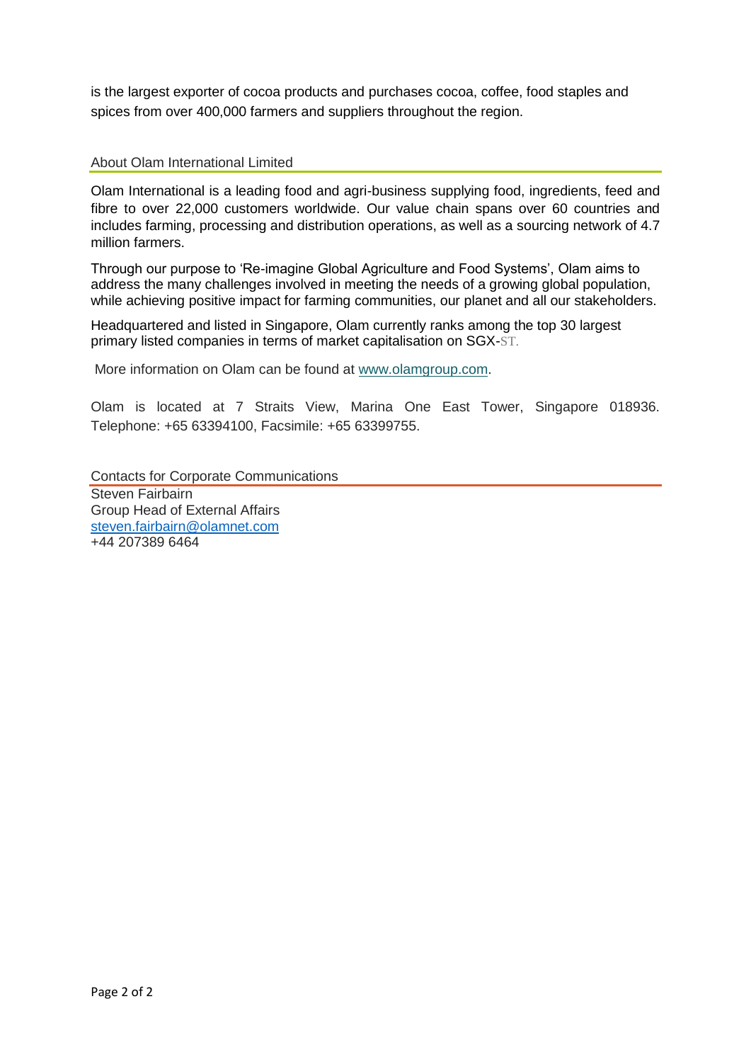is the largest exporter of cocoa products and purchases cocoa, coffee, food staples and spices from over 400,000 farmers and suppliers throughout the region.

## About Olam International Limited

Olam International is a leading food and agri-business supplying food, ingredients, feed and fibre to over 22,000 customers worldwide. Our value chain spans over 60 countries and includes farming, processing and distribution operations, as well as a sourcing network of 4.7 million farmers.

Through our purpose to 'Re-imagine Global Agriculture and Food Systems', Olam aims to address the many challenges involved in meeting the needs of a growing global population, while achieving positive impact for farming communities, our planet and all our stakeholders.

Headquartered and listed in Singapore, Olam currently ranks among the top 30 largest primary listed companies in terms of market capitalisation on SGX-ST.

More information on Olam can be found at [www.olamgroup.com](http://www.olamgroup.com).

Olam is located at 7 Straits View, Marina One East Tower, Singapore 018936. Telephone: +65 63394100, Facsimile: +65 63399755.

## Contacts for Corporate Communications

Steven Fairbairn
Group Head of External Affairs
[steven.fairbairn@olamnet.com](mailto:steven.fairbairn@olamnet.com)
+44 207389 6464